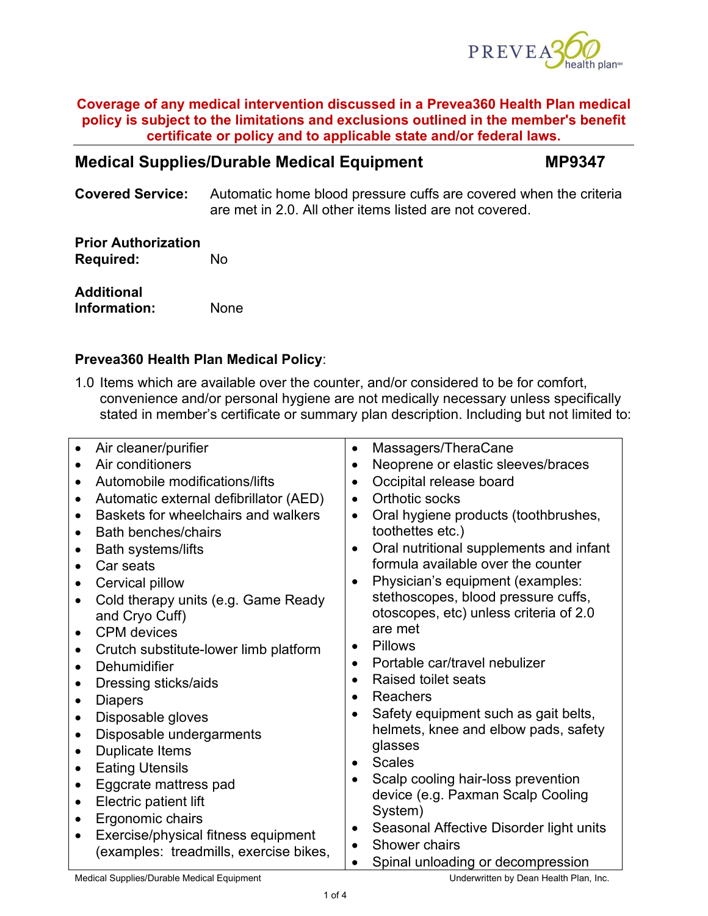**Coverage of any medical intervention discussed in a Prevea360 Health Plan medical policy is subject to the limitations and exclusions outlined in the member's benefit certificate or policy and to applicable state and/or federal laws.**

## Medical Supplies/Durable Medical Equipment — MP9347

**Covered Service:** Automatic home blood pressure cuffs are covered when the criteria are met in 2.0. All other items listed are not covered.

**Prior Authorization Required:** No

**Additional Information:** None

### Prevea360 Health Plan Medical Policy:

1.0 Items which are available over the counter, and/or considered to be for comfort, convenience and/or personal hygiene are not medically necessary unless specifically stated in member's certificate or summary plan description. Including but not limited to:

- Air cleaner/purifier
- Air conditioners
- Automobile modifications/lifts
- Automatic external defibrillator (AED)
- Baskets for wheelchairs and walkers
- Bath benches/chairs
- Bath systems/lifts
- Car seats
- Cervical pillow
- Cold therapy units (e.g. Game Ready and Cryo Cuff)
- CPM devices
- Crutch substitute-lower limb platform
- Dehumidifier
- Dressing sticks/aids
- Diapers
- Disposable gloves
- Disposable undergarments
- Duplicate Items
- Eating Utensils
- Eggcrate mattress pad
- Electric patient lift
- Ergonomic chairs
- Exercise/physical fitness equipment (examples: treadmills, exercise bikes,
- Massagers/TheraCane
- Neoprene or elastic sleeves/braces
- Occipital release board
- Orthotic socks
- Oral hygiene products (toothbrushes, toothettes etc.)
- Oral nutritional supplements and infant formula available over the counter
- Physician's equipment (examples: stethoscopes, blood pressure cuffs, otoscopes, etc) unless criteria of 2.0 are met
- Pillows
- Portable car/travel nebulizer
- Raised toilet seats
- Reachers
- Safety equipment such as gait belts, helmets, knee and elbow pads, safety glasses
- Scales
- Scalp cooling hair-loss prevention device (e.g. Paxman Scalp Cooling System)
- Seasonal Affective Disorder light units
- Shower chairs
- Spinal unloading or decompression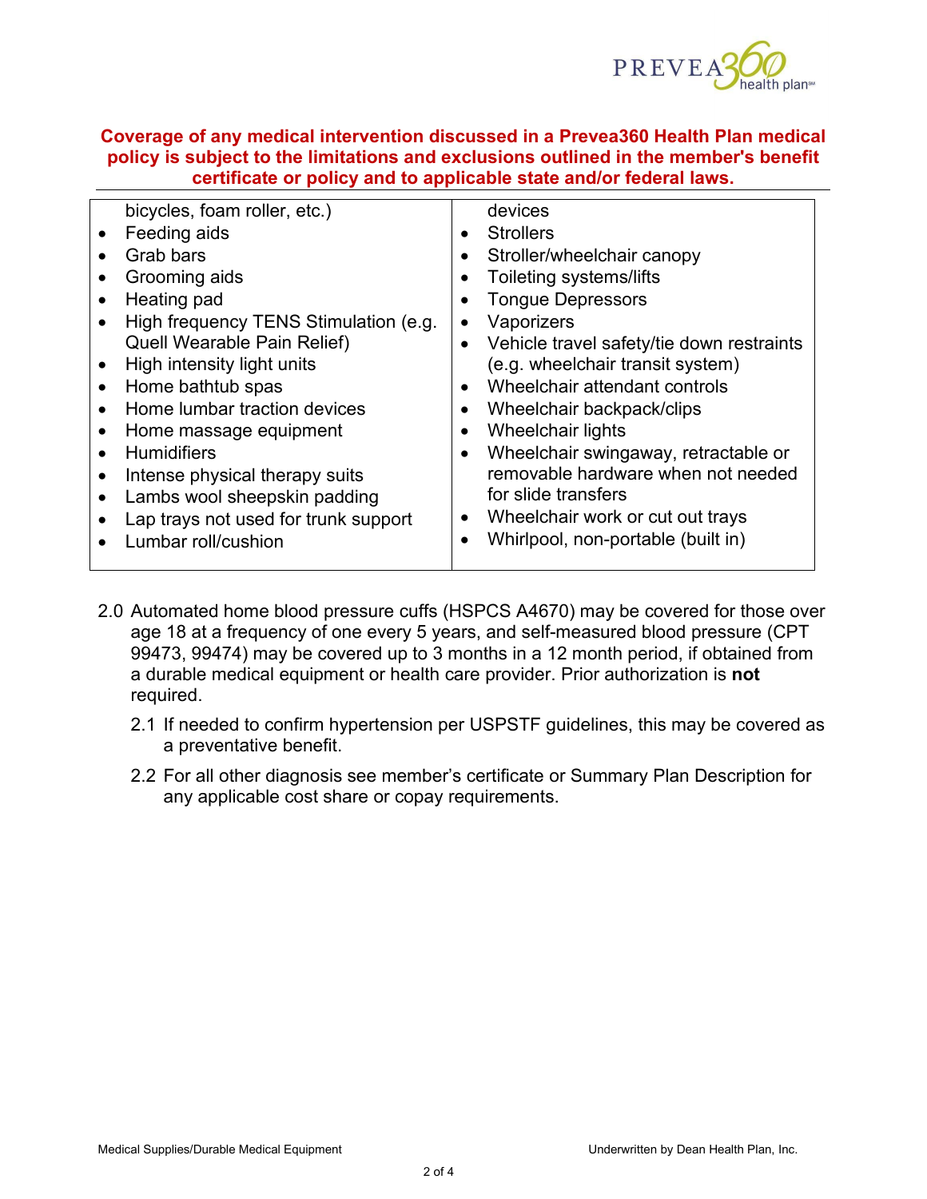**Coverage of any medical intervention discussed in a Prevea360 Health Plan medical policy is subject to the limitations and exclusions outlined in the member's benefit certificate or policy and to applicable state and/or federal laws.**

| | |
|---|---|
| bicycles, foam roller, etc.)<br>• Feeding aids<br>• Grab bars<br>• Grooming aids<br>• Heating pad<br>• High frequency TENS Stimulation (e.g. Quell Wearable Pain Relief)<br>• High intensity light units<br>• Home bathtub spas<br>• Home lumbar traction devices<br>• Home massage equipment<br>• Humidifiers<br>• Intense physical therapy suits<br>• Lambs wool sheepskin padding<br>• Lap trays not used for trunk support<br>• Lumbar roll/cushion | devices<br>• Strollers<br>• Stroller/wheelchair canopy<br>• Toileting systems/lifts<br>• Tongue Depressors<br>• Vaporizers<br>• Vehicle travel safety/tie down restraints (e.g. wheelchair transit system)<br>• Wheelchair attendant controls<br>• Wheelchair backpack/clips<br>• Wheelchair lights<br>• Wheelchair swingaway, retractable or removable hardware when not needed for slide transfers<br>• Wheelchair work or cut out trays<br>• Whirlpool, non-portable (built in) |

2.0 Automated home blood pressure cuffs (HSPCS A4670) may be covered for those over age 18 at a frequency of one every 5 years, and self-measured blood pressure (CPT 99473, 99474) may be covered up to 3 months in a 12 month period, if obtained from a durable medical equipment or health care provider. Prior authorization is **not** required.

2.1 If needed to confirm hypertension per USPSTF guidelines, this may be covered as a preventative benefit.

2.2 For all other diagnosis see member's certificate or Summary Plan Description for any applicable cost share or copay requirements.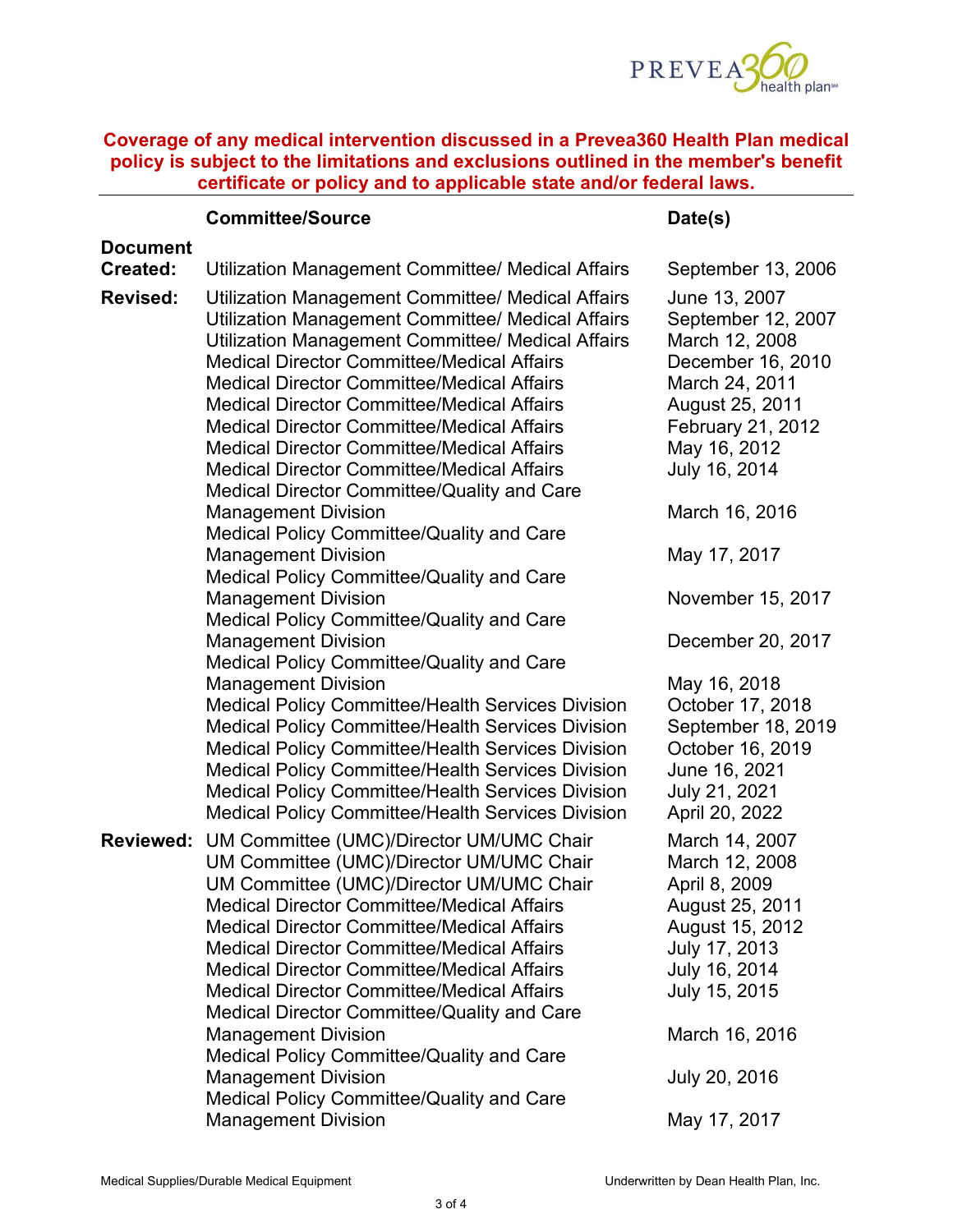**Coverage of any medical intervention discussed in a Prevea360 Health Plan medical policy is subject to the limitations and exclusions outlined in the member's benefit certificate or policy and to applicable state and/or federal laws.**

| | Committee/Source | Date(s) |
|---|---|---|
| **Document Created:** | Utilization Management Committee/ Medical Affairs | September 13, 2006 |
| **Revised:** | Utilization Management Committee/ Medical Affairs | June 13, 2007 |
| | Utilization Management Committee/ Medical Affairs | September 12, 2007 |
| | Utilization Management Committee/ Medical Affairs | March 12, 2008 |
| | Medical Director Committee/Medical Affairs | December 16, 2010 |
| | Medical Director Committee/Medical Affairs | March 24, 2011 |
| | Medical Director Committee/Medical Affairs | August 25, 2011 |
| | Medical Director Committee/Medical Affairs | February 21, 2012 |
| | Medical Director Committee/Medical Affairs | May 16, 2012 |
| | Medical Director Committee/Medical Affairs | July 16, 2014 |
| | Medical Director Committee/Quality and Care Management Division | March 16, 2016 |
| | Medical Policy Committee/Quality and Care Management Division | May 17, 2017 |
| | Medical Policy Committee/Quality and Care Management Division | November 15, 2017 |
| | Medical Policy Committee/Quality and Care Management Division | December 20, 2017 |
| | Medical Policy Committee/Quality and Care Management Division | May 16, 2018 |
| | Medical Policy Committee/Health Services Division | October 17, 2018 |
| | Medical Policy Committee/Health Services Division | September 18, 2019 |
| | Medical Policy Committee/Health Services Division | October 16, 2019 |
| | Medical Policy Committee/Health Services Division | June 16, 2021 |
| | Medical Policy Committee/Health Services Division | July 21, 2021 |
| | Medical Policy Committee/Health Services Division | April 20, 2022 |
| **Reviewed:** | UM Committee (UMC)/Director UM/UMC Chair | March 14, 2007 |
| | UM Committee (UMC)/Director UM/UMC Chair | March 12, 2008 |
| | UM Committee (UMC)/Director UM/UMC Chair | April 8, 2009 |
| | Medical Director Committee/Medical Affairs | August 25, 2011 |
| | Medical Director Committee/Medical Affairs | August 15, 2012 |
| | Medical Director Committee/Medical Affairs | July 17, 2013 |
| | Medical Director Committee/Medical Affairs | July 16, 2014 |
| | Medical Director Committee/Medical Affairs | July 15, 2015 |
| | Medical Director Committee/Quality and Care Management Division | March 16, 2016 |
| | Medical Policy Committee/Quality and Care Management Division | July 20, 2016 |
| | Medical Policy Committee/Quality and Care Management Division | May 17, 2017 |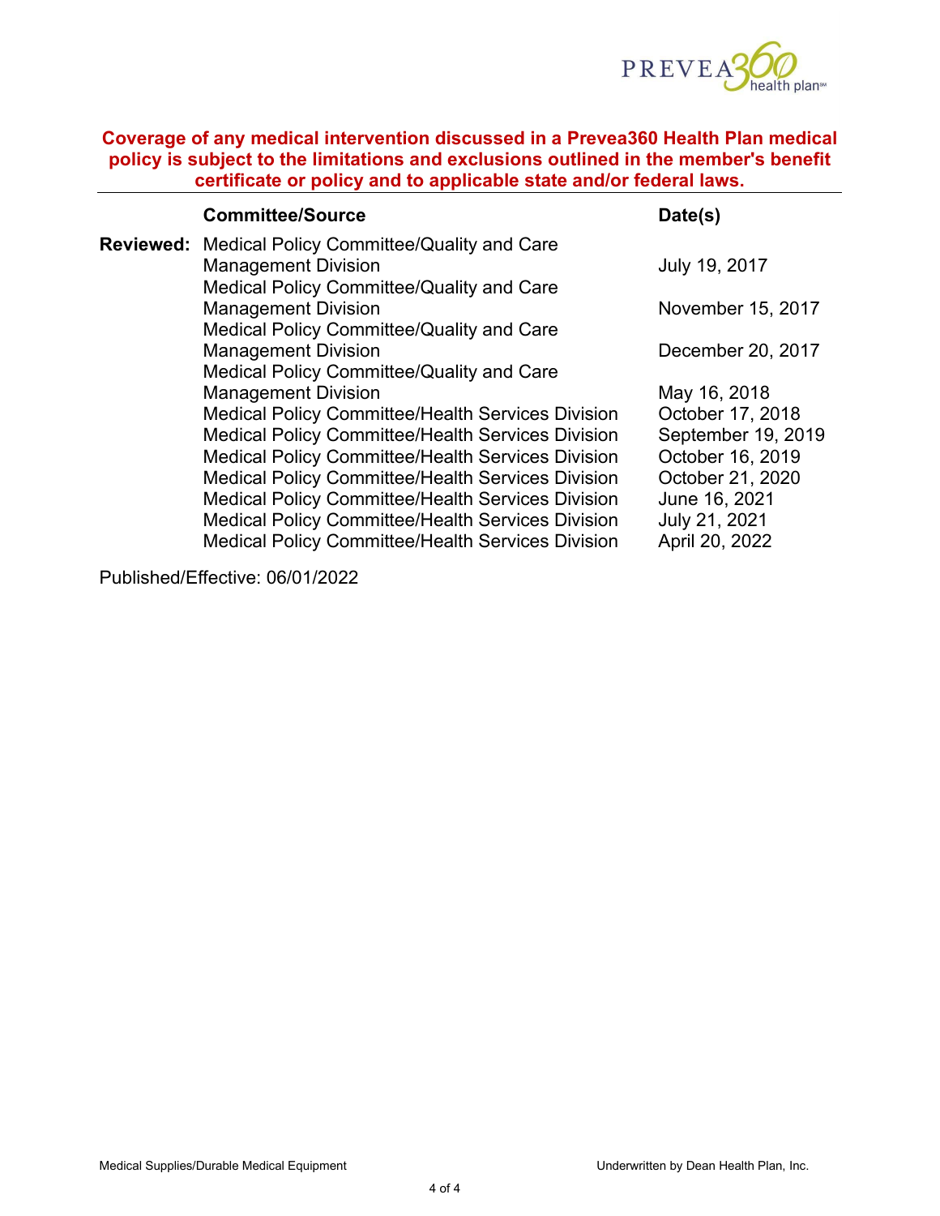**Coverage of any medical intervention discussed in a Prevea360 Health Plan medical policy is subject to the limitations and exclusions outlined in the member's benefit certificate or policy and to applicable state and/or federal laws.**

| | Committee/Source | Date(s) |
|---|---|---|
| **Reviewed:** | Medical Policy Committee/Quality and Care Management Division | July 19, 2017 |
| | Medical Policy Committee/Quality and Care Management Division | November 15, 2017 |
| | Medical Policy Committee/Quality and Care Management Division | December 20, 2017 |
| | Medical Policy Committee/Quality and Care Management Division | May 16, 2018 |
| | Medical Policy Committee/Health Services Division | October 17, 2018 |
| | Medical Policy Committee/Health Services Division | September 19, 2019 |
| | Medical Policy Committee/Health Services Division | October 16, 2019 |
| | Medical Policy Committee/Health Services Division | October 21, 2020 |
| | Medical Policy Committee/Health Services Division | June 16, 2021 |
| | Medical Policy Committee/Health Services Division | July 21, 2021 |
| | Medical Policy Committee/Health Services Division | April 20, 2022 |

Published/Effective: 06/01/2022